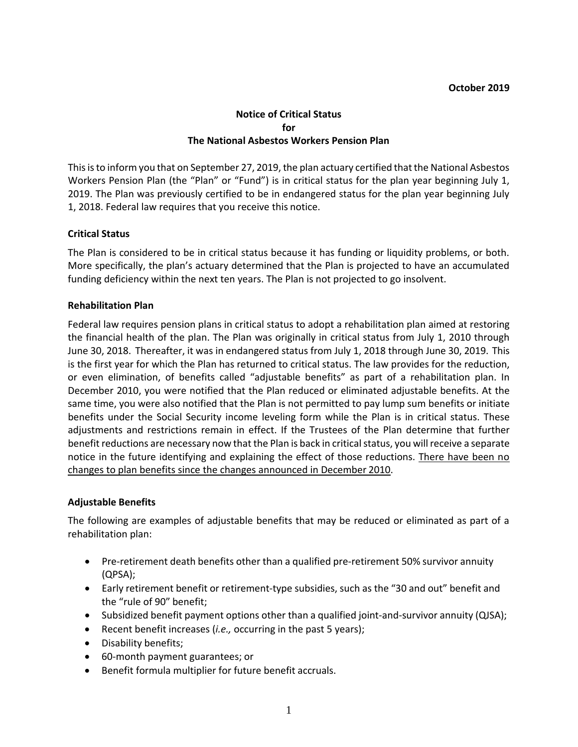**October 2019**

# Notice of Critical Status for The National Asbestos Workers Pension Plan

This is to inform you that on September 27, 2019, the plan actuary certified that the National Asbestos Workers Pension Plan (the "Plan" or "Fund") is in critical status for the plan year beginning July 1, 2019. The Plan was previously certified to be in endangered status for the plan year beginning July 1, 2018. Federal law requires that you receive this notice.

## Critical Status

The Plan is considered to be in critical status because it has funding or liquidity problems, or both. More specifically, the plan's actuary determined that the Plan is projected to have an accumulated funding deficiency within the next ten years. The Plan is not projected to go insolvent.

## Rehabilitation Plan

Federal law requires pension plans in critical status to adopt a rehabilitation plan aimed at restoring the financial health of the plan. The Plan was originally in critical status from July 1, 2010 through June 30, 2018. Thereafter, it was in endangered status from July 1, 2018 through June 30, 2019. This is the first year for which the Plan has returned to critical status. The law provides for the reduction, or even elimination, of benefits called "adjustable benefits" as part of a rehabilitation plan. In December 2010, you were notified that the Plan reduced or eliminated adjustable benefits. At the same time, you were also notified that the Plan is not permitted to pay lump sum benefits or initiate benefits under the Social Security income leveling form while the Plan is in critical status. These adjustments and restrictions remain in effect. If the Trustees of the Plan determine that further benefit reductions are necessary now that the Plan is back in critical status, you will receive a separate notice in the future identifying and explaining the effect of those reductions. <u>There have been no changes to plan benefits since the changes announced in December 2010</u>.

## Adjustable Benefits

The following are examples of adjustable benefits that may be reduced or eliminated as part of a rehabilitation plan:

- Pre-retirement death benefits other than a qualified pre-retirement 50% survivor annuity (QPSA);
- Early retirement benefit or retirement-type subsidies, such as the "30 and out" benefit and the "rule of 90" benefit;
- Subsidized benefit payment options other than a qualified joint-and-survivor annuity (QJSA);
- Recent benefit increases (*i.e.,* occurring in the past 5 years);
- Disability benefits;
- 60-month payment guarantees; or
- Benefit formula multiplier for future benefit accruals.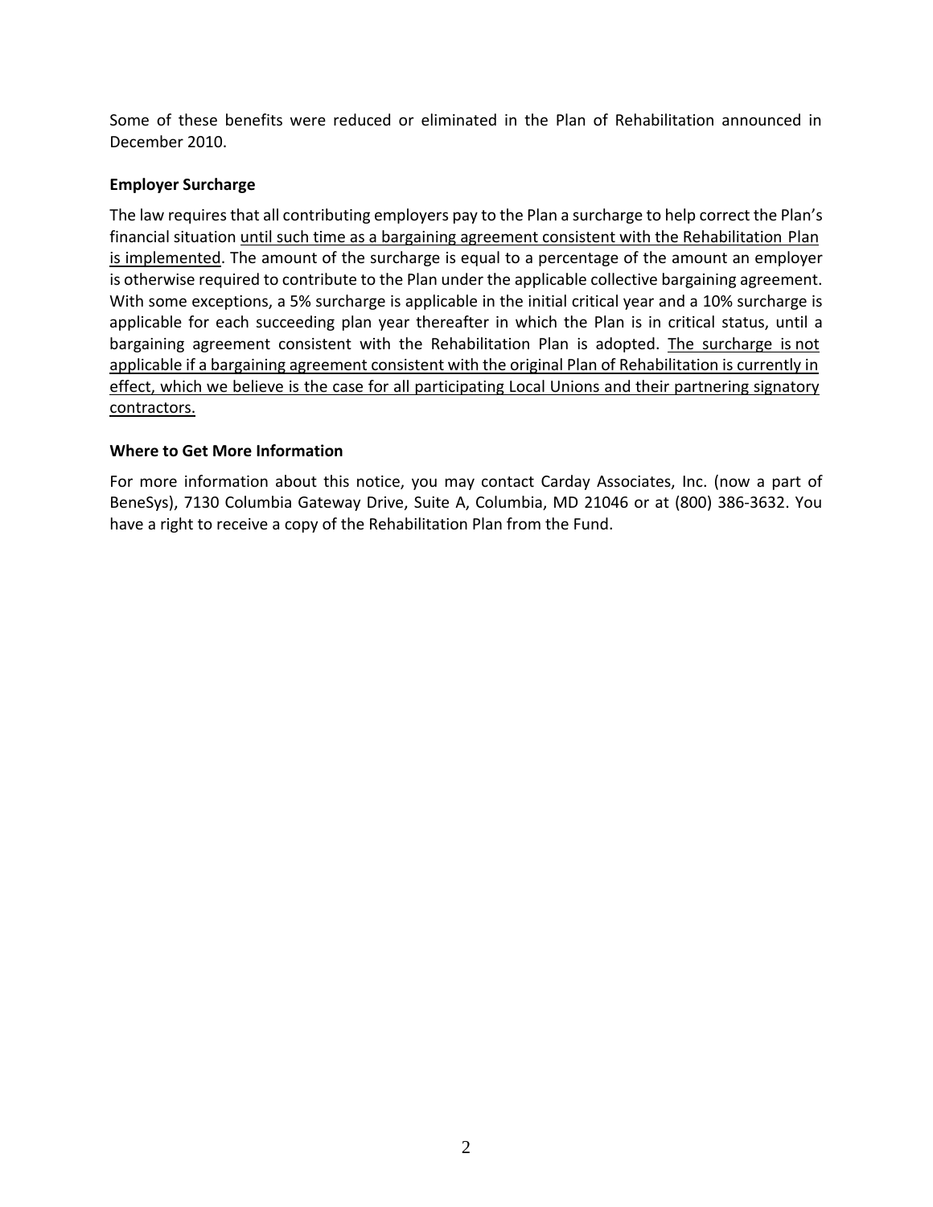Some of these benefits were reduced or eliminated in the Plan of Rehabilitation announced in December 2010.

**Employer Surcharge**

The law requires that all contributing employers pay to the Plan a surcharge to help correct the Plan's financial situation <u>until such time as a bargaining agreement consistent with the Rehabilitation Plan is implemented</u>. The amount of the surcharge is equal to a percentage of the amount an employer is otherwise required to contribute to the Plan under the applicable collective bargaining agreement. With some exceptions, a 5% surcharge is applicable in the initial critical year and a 10% surcharge is applicable for each succeeding plan year thereafter in which the Plan is in critical status, until a bargaining agreement consistent with the Rehabilitation Plan is adopted. <u>The surcharge is not applicable if a bargaining agreement consistent with the original Plan of Rehabilitation is currently in effect, which we believe is the case for all participating Local Unions and their partnering signatory contractors.</u>

**Where to Get More Information**

For more information about this notice, you may contact Carday Associates, Inc. (now a part of BeneSys), 7130 Columbia Gateway Drive, Suite A, Columbia, MD 21046 or at (800) 386-3632. You have a right to receive a copy of the Rehabilitation Plan from the Fund.